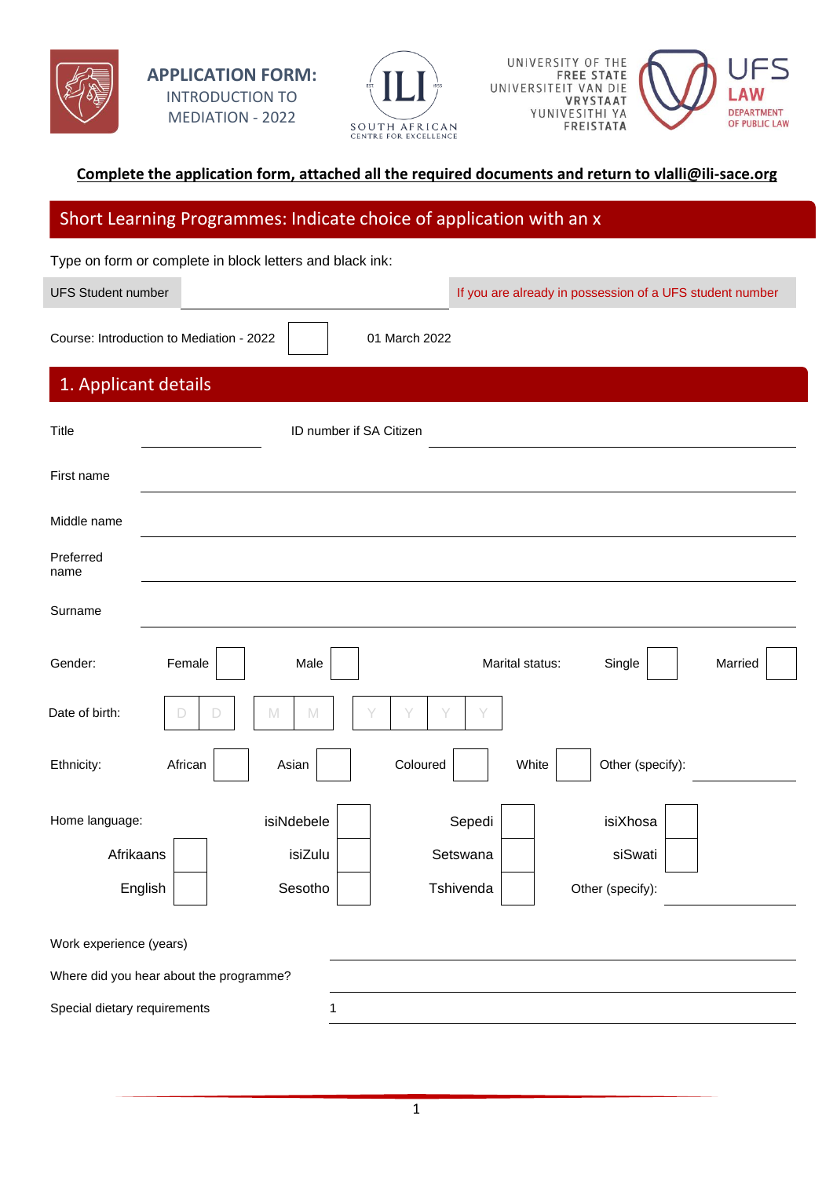# APPLICATION FORM: INTRODUCTION TO MEDIATION - 2022

SOUTH AFRICAN ILI CENTRE FOR EXCELLENCE

UNIVERSITY OF THE FREE STATE
UNIVERSITEIT VAN DIE VRYSTAAT
YUNIVESITHI YA FREISTATA

UFS LAW DEPARTMENT OF PUBLIC LAW

**Complete the application form, attached all the required documents and return to vlalli@ili-sace.org**

## Short Learning Programmes: Indicate choice of application with an x

Type on form or complete in block letters and black ink:

| UFS Student number | | If you are already in possession of a UFS student number |
|---|---|---|

| Course: Introduction to Mediation - 2022 | | 01 March 2022 |
|---|---|---|

## 1. Applicant details

Title ____________ ID number if SA Citizen ____________

First name ____________

Middle name ____________

Preferred name ____________

Surname ____________

Gender: Female [ ] Male [ ] Marital status: Single [ ] Married [ ]

Date of birth: D D M M Y Y Y Y

Ethnicity: African [ ] Asian [ ] Coloured [ ] White [ ] Other (specify): ____________

Home language:

| | | | | | | | |
|---|---|---|---|---|---|---|---|
| | | isiNdebele | [ ] | Sepedi | [ ] | isiXhosa | [ ] |
| Afrikaans | [ ] | isiZulu | [ ] | Setswana | [ ] | siSwati | [ ] |
| English | [ ] | Sesotho | [ ] | Tshivenda | [ ] | Other (specify): | ____________ |

Work experience (years) ____________

Where did you hear about the programme? ____________

Special dietary requirements 1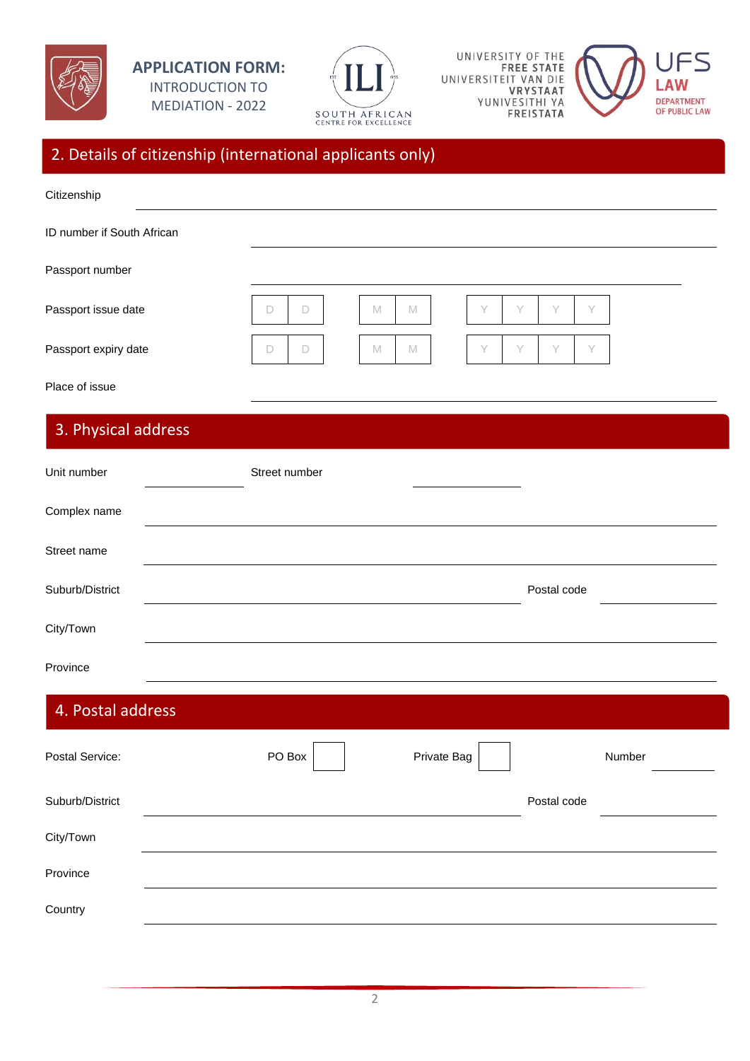**APPLICATION FORM:**
INTRODUCTION TO MEDIATION - 2022

SOUTH AFRICAN ILI CENTRE FOR EXCELLENCE

UNIVERSITY OF THE FREE STATE
UNIVERSITEIT VAN DIE VRYSTAAT
YUNIVESITHI YA FREISTATA

UFS LAW
DEPARTMENT OF PUBLIC LAW

## 2. Details of citizenship (international applicants only)

Citizenship ______________________________

ID number if South African ______________________________

Passport number ______________________________

Passport issue date | D | D | | M | M | | Y | Y | Y | Y |

Passport expiry date | D | D | | M | M | | Y | Y | Y | Y |

Place of issue ______________________________

## 3. Physical address

Unit number ____________ Street number ____________

Complex name ______________________________

Street name ______________________________

Suburb/District ______________________________ Postal code ____________

City/Town ______________________________

Province ______________________________

## 4. Postal address

Postal Service: PO Box ☐ Private Bag ☐ Number ____________

Suburb/District ______________________________ Postal code ____________

City/Town ______________________________

Province ______________________________

Country ______________________________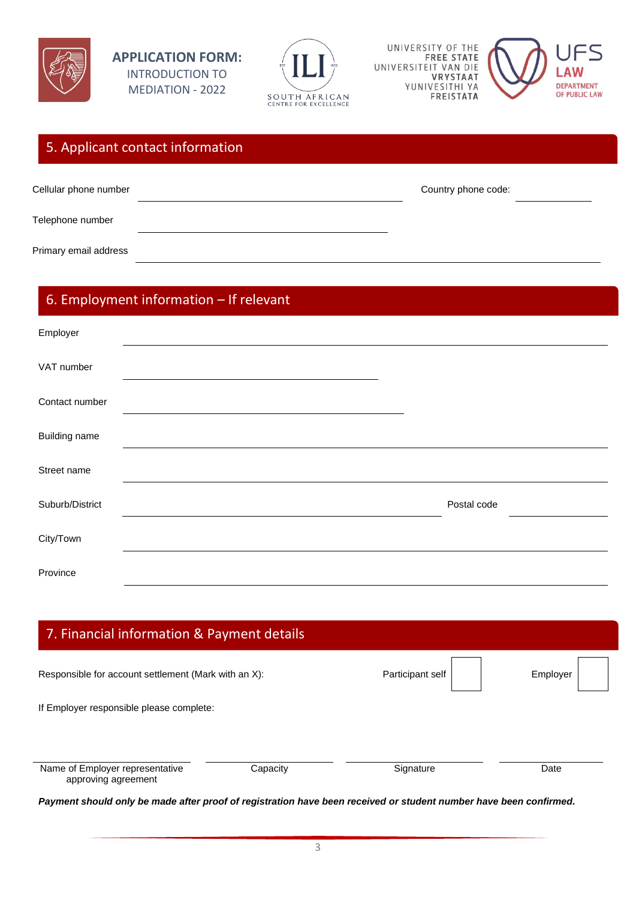**APPLICATION FORM:**
INTRODUCTION TO MEDIATION - 2022

ILI SOUTH AFRICAN CENTRE FOR EXCELLENCE

UNIVERSITY OF THE FREE STATE
UNIVERSITEIT VAN DIE VRYSTAAT
YUNIVESITHI YA FREISTATA

UFS LAW
DEPARTMENT OF PUBLIC LAW

## 5. Applicant contact information

Cellular phone number ______________________ Country phone code: __________

Telephone number ______________________

Primary email address ______________________

## 6. Employment information – If relevant

Employer ______________________

VAT number ______________________

Contact number ______________________

Building name ______________________

Street name ______________________

Suburb/District ______________________ Postal code __________

City/Town ______________________

Province ______________________

## 7. Financial information & Payment details

Responsible for account settlement (Mark with an X): Participant self ☐ Employer ☐

If Employer responsible please complete:

| Name of Employer representative approving agreement | Capacity | Signature | Date |
|---|---|---|---|

***Payment should only be made after proof of registration have been received or student number have been confirmed.***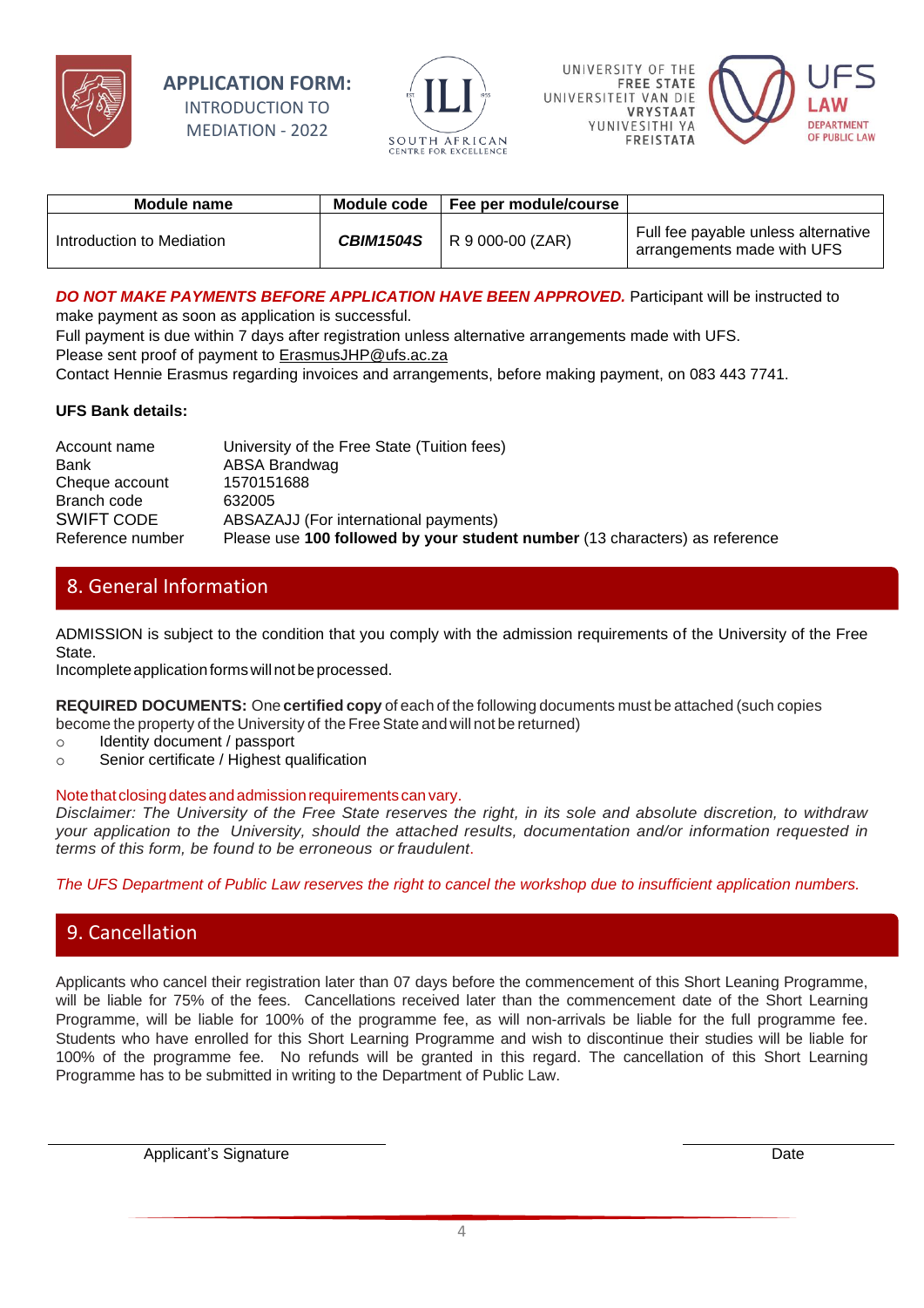**APPLICATION FORM:**
INTRODUCTION TO
MEDIATION - 2022

| Module name | Module code | Fee per module/course | |
|---|---|---|---|
| Introduction to Mediation | ***CBIM1504S*** | R 9 000-00 (ZAR) | Full fee payable unless alternative arrangements made with UFS |

***DO NOT MAKE PAYMENTS BEFORE APPLICATION HAVE BEEN APPROVED.*** Participant will be instructed to make payment as soon as application is successful.
Full payment is due within 7 days after registration unless alternative arrangements made with UFS.
Please sent proof of payment to ErasmusJHP@ufs.ac.za
Contact Hennie Erasmus regarding invoices and arrangements, before making payment, on 083 443 7741.

**UFS Bank details:**

| | |
|---|---|
| Account name | University of the Free State (Tuition fees) |
| Bank | ABSA Brandwag |
| Cheque account | 1570151688 |
| Branch code | 632005 |
| SWIFT CODE | ABSAZAJJ (For international payments) |
| Reference number | Please use **100 followed by your student number** (13 characters) as reference |

## 8. General Information

ADMISSION is subject to the condition that you comply with the admission requirements of the University of the Free State.
Incomplete application forms will not be processed.

**REQUIRED DOCUMENTS:** One **certified copy** of each of the following documents must be attached (such copies become the property of the University of the Free State and will not be returned)

- Identity document / passport
- Senior certificate / Highest qualification

Note that closing dates and admission requirements can vary.
*Disclaimer: The University of the Free State reserves the right, in its sole and absolute discretion, to withdraw your application to the University, should the attached results, documentation and/or information requested in terms of this form, be found to be erroneous or fraudulent*.

*The UFS Department of Public Law reserves the right to cancel the workshop due to insufficient application numbers.*

## 9. Cancellation

Applicants who cancel their registration later than 07 days before the commencement of this Short Leaning Programme, will be liable for 75% of the fees. Cancellations received later than the commencement date of the Short Learning Programme, will be liable for 100% of the programme fee, as will non-arrivals be liable for the full programme fee. Students who have enrolled for this Short Learning Programme and wish to discontinue their studies will be liable for 100% of the programme fee. No refunds will be granted in this regard. The cancellation of this Short Learning Programme has to be submitted in writing to the Department of Public Law.

Applicant's Signature

Date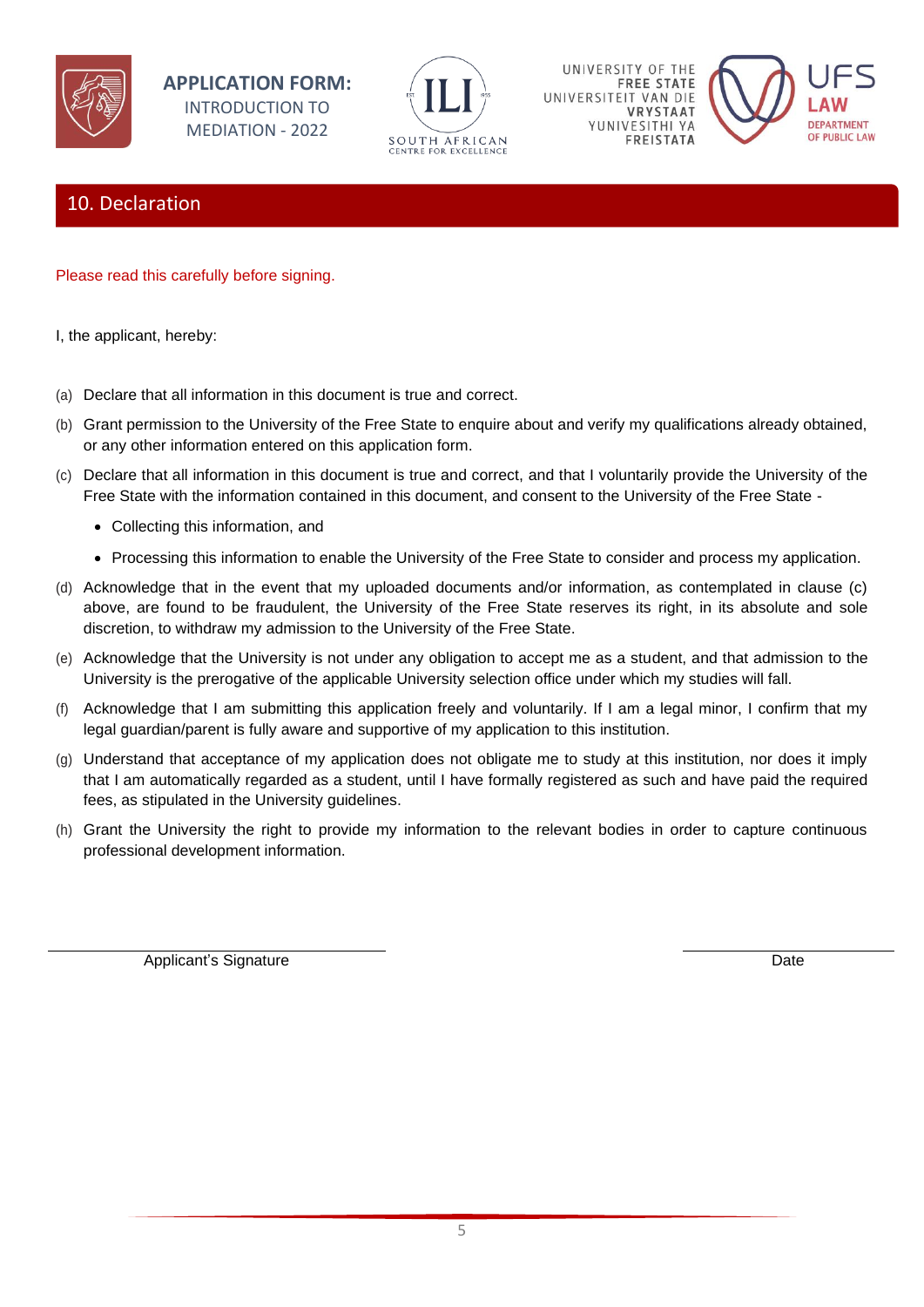## 10. Declaration

Please read this carefully before signing.

I, the applicant, hereby:

(a) Declare that all information in this document is true and correct.

(b) Grant permission to the University of the Free State to enquire about and verify my qualifications already obtained, or any other information entered on this application form.

(c) Declare that all information in this document is true and correct, and that I voluntarily provide the University of the Free State with the information contained in this document, and consent to the University of the Free State -

- Collecting this information, and
- Processing this information to enable the University of the Free State to consider and process my application.

(d) Acknowledge that in the event that my uploaded documents and/or information, as contemplated in clause (c) above, are found to be fraudulent, the University of the Free State reserves its right, in its absolute and sole discretion, to withdraw my admission to the University of the Free State.

(e) Acknowledge that the University is not under any obligation to accept me as a student, and that admission to the University is the prerogative of the applicable University selection office under which my studies will fall.

(f) Acknowledge that I am submitting this application freely and voluntarily. If I am a legal minor, I confirm that my legal guardian/parent is fully aware and supportive of my application to this institution.

(g) Understand that acceptance of my application does not obligate me to study at this institution, nor does it imply that I am automatically regarded as a student, until I have formally registered as such and have paid the required fees, as stipulated in the University guidelines.

(h) Grant the University the right to provide my information to the relevant bodies in order to capture continuous professional development information.

Applicant's Signature

Date